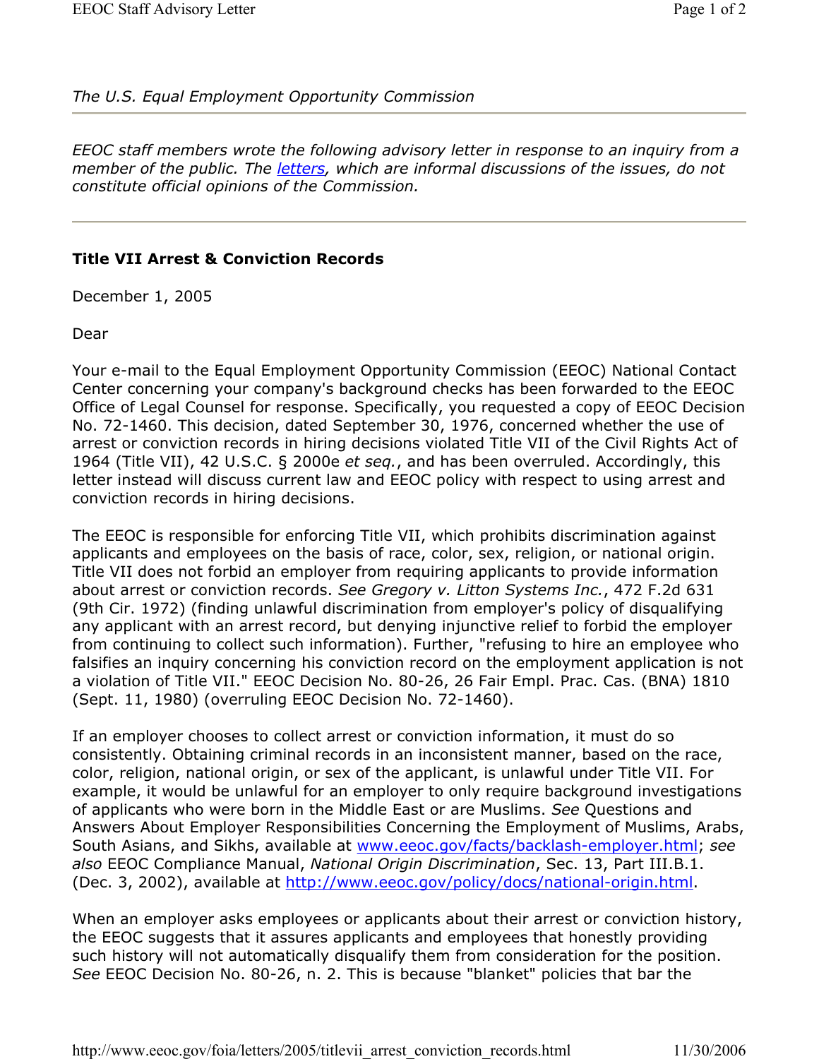*The U.S. Equal Employment Opportunity Commission*

---

*EEOC staff members wrote the following advisory letter in response to an inquiry from a member of the public. The letters, which are informal discussions of the issues, do not constitute official opinions of the Commission.*

---

**Title VII Arrest & Conviction Records**

December 1, 2005

Dear

Your e-mail to the Equal Employment Opportunity Commission (EEOC) National Contact Center concerning your company's background checks has been forwarded to the EEOC Office of Legal Counsel for response. Specifically, you requested a copy of EEOC Decision No. 72-1460. This decision, dated September 30, 1976, concerned whether the use of arrest or conviction records in hiring decisions violated Title VII of the Civil Rights Act of 1964 (Title VII), 42 U.S.C. § 2000e *et seq.*, and has been overruled. Accordingly, this letter instead will discuss current law and EEOC policy with respect to using arrest and conviction records in hiring decisions.

The EEOC is responsible for enforcing Title VII, which prohibits discrimination against applicants and employees on the basis of race, color, sex, religion, or national origin. Title VII does not forbid an employer from requiring applicants to provide information about arrest or conviction records. *See Gregory v. Litton Systems Inc.*, 472 F.2d 631 (9th Cir. 1972) (finding unlawful discrimination from employer's policy of disqualifying any applicant with an arrest record, but denying injunctive relief to forbid the employer from continuing to collect such information). Further, "refusing to hire an employee who falsifies an inquiry concerning his conviction record on the employment application is not a violation of Title VII." EEOC Decision No. 80-26, 26 Fair Empl. Prac. Cas. (BNA) 1810 (Sept. 11, 1980) (overruling EEOC Decision No. 72-1460).

If an employer chooses to collect arrest or conviction information, it must do so consistently. Obtaining criminal records in an inconsistent manner, based on the race, color, religion, national origin, or sex of the applicant, is unlawful under Title VII. For example, it would be unlawful for an employer to only require background investigations of applicants who were born in the Middle East or are Muslims. *See* Questions and Answers About Employer Responsibilities Concerning the Employment of Muslims, Arabs, South Asians, and Sikhs, available at www.eeoc.gov/facts/backlash-employer.html; *see also* EEOC Compliance Manual, *National Origin Discrimination*, Sec. 13, Part III.B.1. (Dec. 3, 2002), available at http://www.eeoc.gov/policy/docs/national-origin.html.

When an employer asks employees or applicants about their arrest or conviction history, the EEOC suggests that it assures applicants and employees that honestly providing such history will not automatically disqualify them from consideration for the position. *See* EEOC Decision No. 80-26, n. 2. This is because "blanket" policies that bar the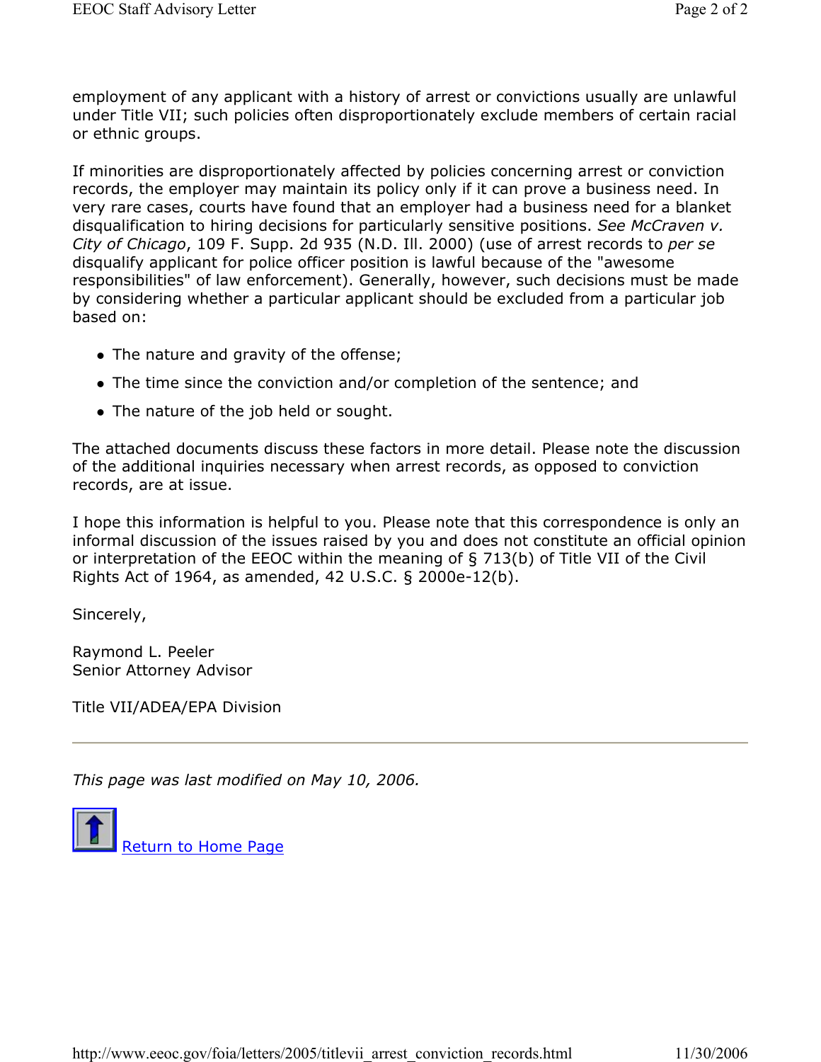employment of any applicant with a history of arrest or convictions usually are unlawful under Title VII; such policies often disproportionately exclude members of certain racial or ethnic groups.

If minorities are disproportionately affected by policies concerning arrest or conviction records, the employer may maintain its policy only if it can prove a business need. In very rare cases, courts have found that an employer had a business need for a blanket disqualification to hiring decisions for particularly sensitive positions. *See McCraven v. City of Chicago*, 109 F. Supp. 2d 935 (N.D. Ill. 2000) (use of arrest records to *per se* disqualify applicant for police officer position is lawful because of the "awesome responsibilities" of law enforcement). Generally, however, such decisions must be made by considering whether a particular applicant should be excluded from a particular job based on:

- The nature and gravity of the offense;
- The time since the conviction and/or completion of the sentence; and
- The nature of the job held or sought.

The attached documents discuss these factors in more detail. Please note the discussion of the additional inquiries necessary when arrest records, as opposed to conviction records, are at issue.

I hope this information is helpful to you. Please note that this correspondence is only an informal discussion of the issues raised by you and does not constitute an official opinion or interpretation of the EEOC within the meaning of § 713(b) of Title VII of the Civil Rights Act of 1964, as amended, 42 U.S.C. § 2000e-12(b).

Sincerely,

Raymond L. Peeler
Senior Attorney Advisor

Title VII/ADEA/EPA Division

---

*This page was last modified on May 10, 2006.*

Return to Home Page